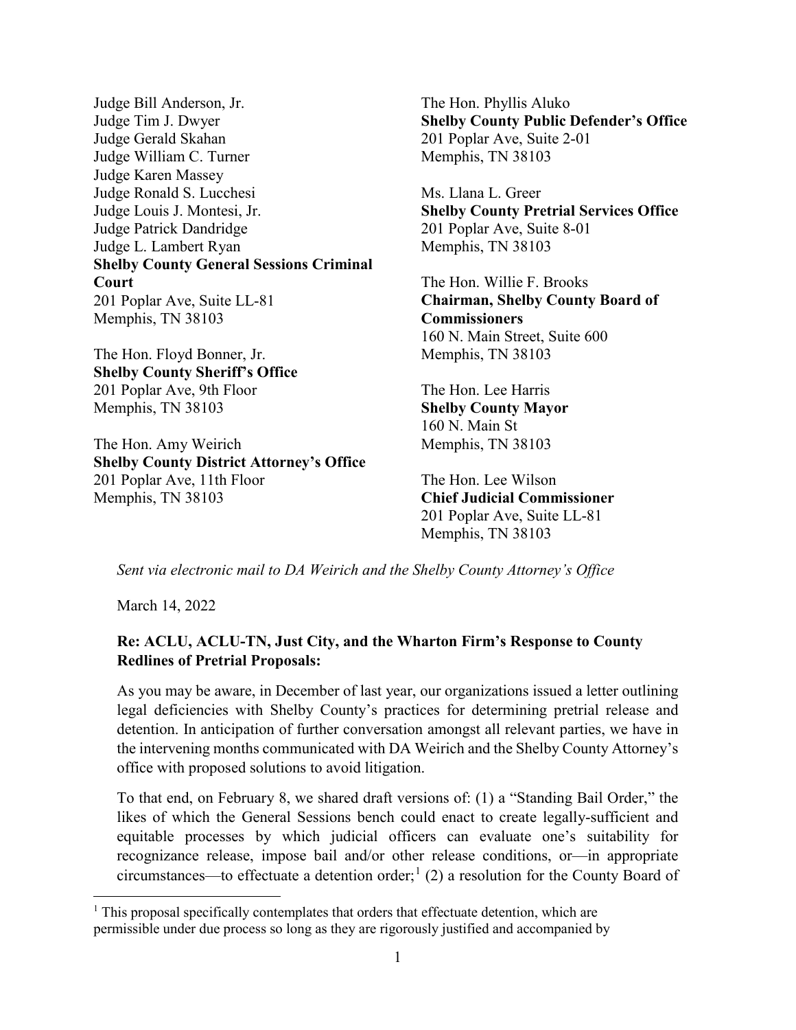Judge Bill Anderson, Jr.
Judge Tim J. Dwyer
Judge Gerald Skahan
Judge William C. Turner
Judge Karen Massey
Judge Ronald S. Lucchesi
Judge Louis J. Montesi, Jr.
Judge Patrick Dandridge
Judge L. Lambert Ryan
**Shelby County General Sessions Criminal Court**
201 Poplar Ave, Suite LL-81
Memphis, TN 38103

The Hon. Floyd Bonner, Jr.
**Shelby County Sheriff's Office**
201 Poplar Ave, 9th Floor
Memphis, TN 38103

The Hon. Amy Weirich
**Shelby County District Attorney's Office**
201 Poplar Ave, 11th Floor
Memphis, TN 38103

The Hon. Phyllis Aluko
**Shelby County Public Defender's Office**
201 Poplar Ave, Suite 2-01
Memphis, TN 38103

Ms. Llana L. Greer
**Shelby County Pretrial Services Office**
201 Poplar Ave, Suite 8-01
Memphis, TN 38103

The Hon. Willie F. Brooks
**Chairman, Shelby County Board of Commissioners**
160 N. Main Street, Suite 600
Memphis, TN 38103

The Hon. Lee Harris
**Shelby County Mayor**
160 N. Main St
Memphis, TN 38103

The Hon. Lee Wilson
**Chief Judicial Commissioner**
201 Poplar Ave, Suite LL-81
Memphis, TN 38103

*Sent via electronic mail to DA Weirich and the Shelby County Attorney's Office*

March 14, 2022

**Re: ACLU, ACLU-TN, Just City, and the Wharton Firm's Response to County Redlines of Pretrial Proposals:**

As you may be aware, in December of last year, our organizations issued a letter outlining legal deficiencies with Shelby County's practices for determining pretrial release and detention. In anticipation of further conversation amongst all relevant parties, we have in the intervening months communicated with DA Weirich and the Shelby County Attorney's office with proposed solutions to avoid litigation.

To that end, on February 8, we shared draft versions of: (1) a "Standing Bail Order," the likes of which the General Sessions bench could enact to create legally-sufficient and equitable processes by which judicial officers can evaluate one's suitability for recognizance release, impose bail and/or other release conditions, or—in appropriate circumstances—to effectuate a detention order;[1] (2) a resolution for the County Board of

[1] This proposal specifically contemplates that orders that effectuate detention, which are permissible under due process so long as they are rigorously justified and accompanied by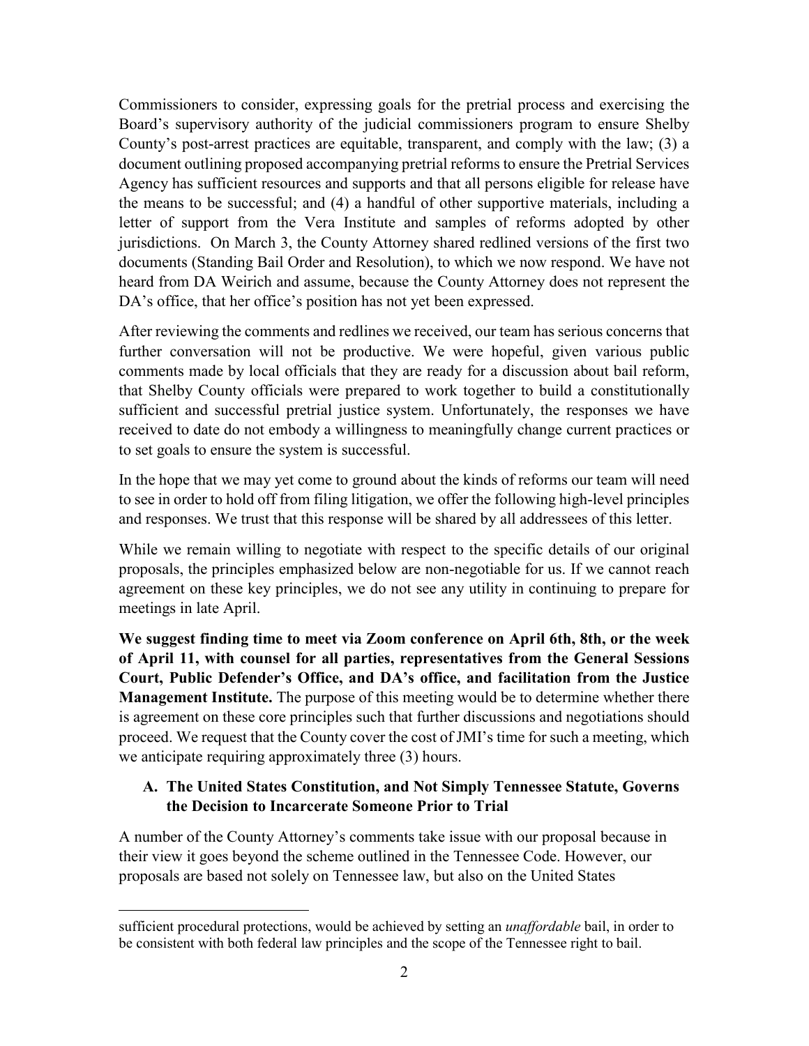Commissioners to consider, expressing goals for the pretrial process and exercising the Board's supervisory authority of the judicial commissioners program to ensure Shelby County's post-arrest practices are equitable, transparent, and comply with the law; (3) a document outlining proposed accompanying pretrial reforms to ensure the Pretrial Services Agency has sufficient resources and supports and that all persons eligible for release have the means to be successful; and (4) a handful of other supportive materials, including a letter of support from the Vera Institute and samples of reforms adopted by other jurisdictions. On March 3, the County Attorney shared redlined versions of the first two documents (Standing Bail Order and Resolution), to which we now respond. We have not heard from DA Weirich and assume, because the County Attorney does not represent the DA's office, that her office's position has not yet been expressed.

After reviewing the comments and redlines we received, our team has serious concerns that further conversation will not be productive. We were hopeful, given various public comments made by local officials that they are ready for a discussion about bail reform, that Shelby County officials were prepared to work together to build a constitutionally sufficient and successful pretrial justice system. Unfortunately, the responses we have received to date do not embody a willingness to meaningfully change current practices or to set goals to ensure the system is successful.

In the hope that we may yet come to ground about the kinds of reforms our team will need to see in order to hold off from filing litigation, we offer the following high-level principles and responses. We trust that this response will be shared by all addressees of this letter.

While we remain willing to negotiate with respect to the specific details of our original proposals, the principles emphasized below are non-negotiable for us. If we cannot reach agreement on these key principles, we do not see any utility in continuing to prepare for meetings in late April.

**We suggest finding time to meet via Zoom conference on April 6th, 8th, or the week of April 11, with counsel for all parties, representatives from the General Sessions Court, Public Defender's Office, and DA's office, and facilitation from the Justice Management Institute.** The purpose of this meeting would be to determine whether there is agreement on these core principles such that further discussions and negotiations should proceed. We request that the County cover the cost of JMI's time for such a meeting, which we anticipate requiring approximately three (3) hours.

### A. The United States Constitution, and Not Simply Tennessee Statute, Governs the Decision to Incarcerate Someone Prior to Trial

A number of the County Attorney's comments take issue with our proposal because in their view it goes beyond the scheme outlined in the Tennessee Code. However, our proposals are based not solely on Tennessee law, but also on the United States

---

sufficient procedural protections, would be achieved by setting an *unaffordable* bail, in order to be consistent with both federal law principles and the scope of the Tennessee right to bail.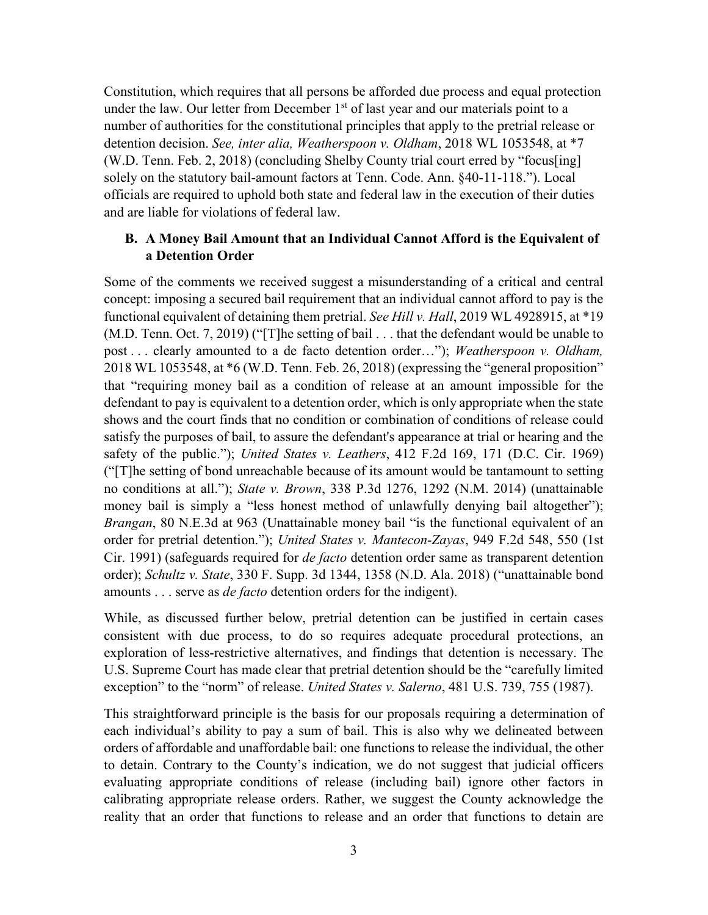Constitution, which requires that all persons be afforded due process and equal protection under the law. Our letter from December 1st of last year and our materials point to a number of authorities for the constitutional principles that apply to the pretrial release or detention decision. *See, inter alia, Weatherspoon v. Oldham*, 2018 WL 1053548, at *7 (W.D. Tenn. Feb. 2, 2018) (concluding Shelby County trial court erred by "focus[ing] solely on the statutory bail-amount factors at Tenn. Code. Ann. §40-11-118."). Local officials are required to uphold both state and federal law in the execution of their duties and are liable for violations of federal law.

### B. A Money Bail Amount that an Individual Cannot Afford is the Equivalent of a Detention Order

Some of the comments we received suggest a misunderstanding of a critical and central concept: imposing a secured bail requirement that an individual cannot afford to pay is the functional equivalent of detaining them pretrial. *See Hill v. Hall*, 2019 WL 4928915, at *19 (M.D. Tenn. Oct. 7, 2019) ("[T]he setting of bail . . . that the defendant would be unable to post . . . clearly amounted to a de facto detention order…"); *Weatherspoon v. Oldham,* 2018 WL 1053548, at *6 (W.D. Tenn. Feb. 26, 2018) (expressing the "general proposition" that "requiring money bail as a condition of release at an amount impossible for the defendant to pay is equivalent to a detention order, which is only appropriate when the state shows and the court finds that no condition or combination of conditions of release could satisfy the purposes of bail, to assure the defendant's appearance at trial or hearing and the safety of the public."); *United States v. Leathers*, 412 F.2d 169, 171 (D.C. Cir. 1969) ("[T]he setting of bond unreachable because of its amount would be tantamount to setting no conditions at all."); *State v. Brown*, 338 P.3d 1276, 1292 (N.M. 2014) (unattainable money bail is simply a "less honest method of unlawfully denying bail altogether"); *Brangan*, 80 N.E.3d at 963 (Unattainable money bail "is the functional equivalent of an order for pretrial detention."); *United States v. Mantecon-Zayas*, 949 F.2d 548, 550 (1st Cir. 1991) (safeguards required for *de facto* detention order same as transparent detention order); *Schultz v. State*, 330 F. Supp. 3d 1344, 1358 (N.D. Ala. 2018) ("unattainable bond amounts . . . serve as *de facto* detention orders for the indigent).

While, as discussed further below, pretrial detention can be justified in certain cases consistent with due process, to do so requires adequate procedural protections, an exploration of less-restrictive alternatives, and findings that detention is necessary. The U.S. Supreme Court has made clear that pretrial detention should be the "carefully limited exception" to the "norm" of release. *United States v. Salerno*, 481 U.S. 739, 755 (1987).

This straightforward principle is the basis for our proposals requiring a determination of each individual's ability to pay a sum of bail. This is also why we delineated between orders of affordable and unaffordable bail: one functions to release the individual, the other to detain. Contrary to the County's indication, we do not suggest that judicial officers evaluating appropriate conditions of release (including bail) ignore other factors in calibrating appropriate release orders. Rather, we suggest the County acknowledge the reality that an order that functions to release and an order that functions to detain are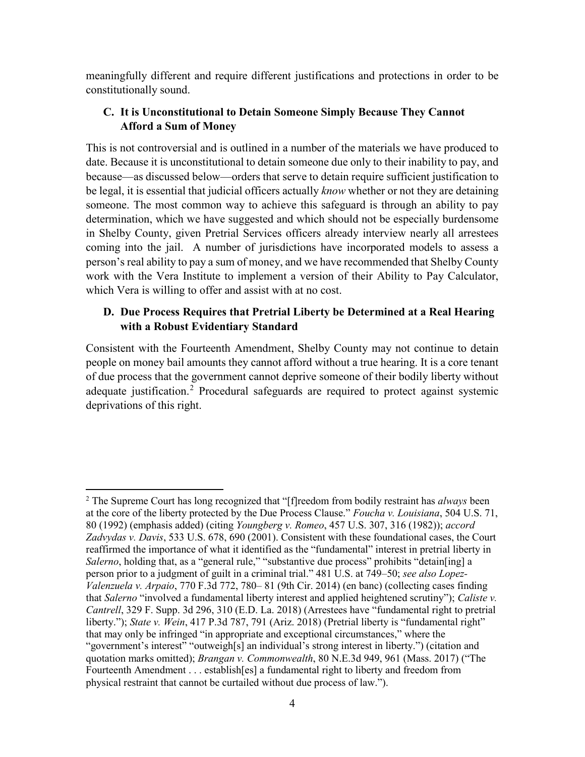meaningfully different and require different justifications and protections in order to be constitutionally sound.

### C. It is Unconstitutional to Detain Someone Simply Because They Cannot Afford a Sum of Money

This is not controversial and is outlined in a number of the materials we have produced to date. Because it is unconstitutional to detain someone due only to their inability to pay, and because—as discussed below—orders that serve to detain require sufficient justification to be legal, it is essential that judicial officers actually *know* whether or not they are detaining someone. The most common way to achieve this safeguard is through an ability to pay determination, which we have suggested and which should not be especially burdensome in Shelby County, given Pretrial Services officers already interview nearly all arrestees coming into the jail. A number of jurisdictions have incorporated models to assess a person's real ability to pay a sum of money, and we have recommended that Shelby County work with the Vera Institute to implement a version of their Ability to Pay Calculator, which Vera is willing to offer and assist with at no cost.

### D. Due Process Requires that Pretrial Liberty be Determined at a Real Hearing with a Robust Evidentiary Standard

Consistent with the Fourteenth Amendment, Shelby County may not continue to detain people on money bail amounts they cannot afford without a true hearing. It is a core tenant of due process that the government cannot deprive someone of their bodily liberty without adequate justification.[2] Procedural safeguards are required to protect against systemic deprivations of this right.

---

[2] The Supreme Court has long recognized that "[f]reedom from bodily restraint has *always* been at the core of the liberty protected by the Due Process Clause." *Foucha v. Louisiana*, 504 U.S. 71, 80 (1992) (emphasis added) (citing *Youngberg v. Romeo*, 457 U.S. 307, 316 (1982)); *accord Zadvydas v. Davis*, 533 U.S. 678, 690 (2001). Consistent with these foundational cases, the Court reaffirmed the importance of what it identified as the "fundamental" interest in pretrial liberty in *Salerno*, holding that, as a "general rule," "substantive due process" prohibits "detain[ing] a person prior to a judgment of guilt in a criminal trial." 481 U.S. at 749–50; *see also Lopez-Valenzuela v. Arpaio*, 770 F.3d 772, 780– 81 (9th Cir. 2014) (en banc) (collecting cases finding that *Salerno* "involved a fundamental liberty interest and applied heightened scrutiny"); *Caliste v. Cantrell*, 329 F. Supp. 3d 296, 310 (E.D. La. 2018) (Arrestees have "fundamental right to pretrial liberty."); *State v. Wein*, 417 P.3d 787, 791 (Ariz. 2018) (Pretrial liberty is "fundamental right" that may only be infringed "in appropriate and exceptional circumstances," where the "government's interest" "outweigh[s] an individual's strong interest in liberty.") (citation and quotation marks omitted); *Brangan v. Commonwealth*, 80 N.E.3d 949, 961 (Mass. 2017) ("The Fourteenth Amendment . . . establish[es] a fundamental right to liberty and freedom from physical restraint that cannot be curtailed without due process of law.").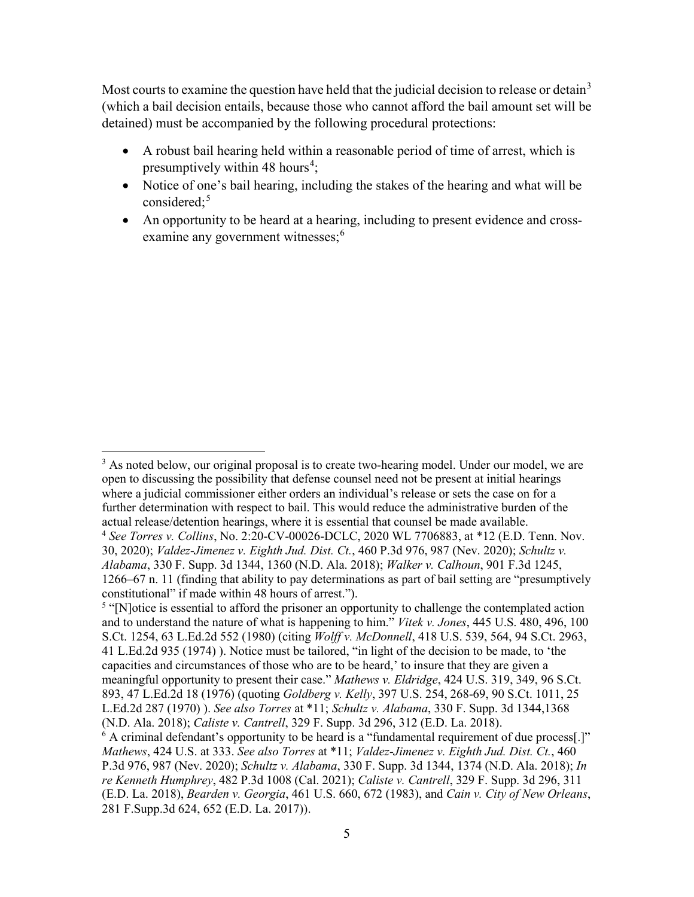Most courts to examine the question have held that the judicial decision to release or detain[3] (which a bail decision entails, because those who cannot afford the bail amount set will be detained) must be accompanied by the following procedural protections:

- A robust bail hearing held within a reasonable period of time of arrest, which is presumptively within 48 hours[4];
- Notice of one's bail hearing, including the stakes of the hearing and what will be considered;[5]
- An opportunity to be heard at a hearing, including to present evidence and cross-examine any government witnesses;[6]

---

[3] As noted below, our original proposal is to create two-hearing model. Under our model, we are open to discussing the possibility that defense counsel need not be present at initial hearings where a judicial commissioner either orders an individual's release or sets the case on for a further determination with respect to bail. This would reduce the administrative burden of the actual release/detention hearings, where it is essential that counsel be made available.

[4] *See Torres v. Collins*, No. 2:20-CV-00026-DCLC, 2020 WL 7706883, at *12 (E.D. Tenn. Nov. 30, 2020); *Valdez-Jimenez v. Eighth Jud. Dist. Ct.*, 460 P.3d 976, 987 (Nev. 2020); *Schultz v. Alabama*, 330 F. Supp. 3d 1344, 1360 (N.D. Ala. 2018); *Walker v. Calhoun*, 901 F.3d 1245, 1266–67 n. 11 (finding that ability to pay determinations as part of bail setting are "presumptively constitutional" if made within 48 hours of arrest.").

[5] "[N]otice is essential to afford the prisoner an opportunity to challenge the contemplated action and to understand the nature of what is happening to him." *Vitek v. Jones*, 445 U.S. 480, 496, 100 S.Ct. 1254, 63 L.Ed.2d 552 (1980) (citing *Wolff v. McDonnell*, 418 U.S. 539, 564, 94 S.Ct. 2963, 41 L.Ed.2d 935 (1974) ). Notice must be tailored, "in light of the decision to be made, to 'the capacities and circumstances of those who are to be heard,' to insure that they are given a meaningful opportunity to present their case." *Mathews v. Eldridge*, 424 U.S. 319, 349, 96 S.Ct. 893, 47 L.Ed.2d 18 (1976) (quoting *Goldberg v. Kelly*, 397 U.S. 254, 268-69, 90 S.Ct. 1011, 25 L.Ed.2d 287 (1970) ). *See also Torres* at *11; *Schultz v. Alabama*, 330 F. Supp. 3d 1344,1368 (N.D. Ala. 2018); *Caliste v. Cantrell*, 329 F. Supp. 3d 296, 312 (E.D. La. 2018).

[6] A criminal defendant's opportunity to be heard is a "fundamental requirement of due process[.]" *Mathews*, 424 U.S. at 333. *See also Torres* at *11; *Valdez-Jimenez v. Eighth Jud. Dist. Ct.*, 460 P.3d 976, 987 (Nev. 2020); *Schultz v. Alabama*, 330 F. Supp. 3d 1344, 1374 (N.D. Ala. 2018); *In re Kenneth Humphrey*, 482 P.3d 1008 (Cal. 2021); *Caliste v. Cantrell*, 329 F. Supp. 3d 296, 311 (E.D. La. 2018), *Bearden v. Georgia*, 461 U.S. 660, 672 (1983), and *Cain v. City of New Orleans*, 281 F.Supp.3d 624, 652 (E.D. La. 2017)).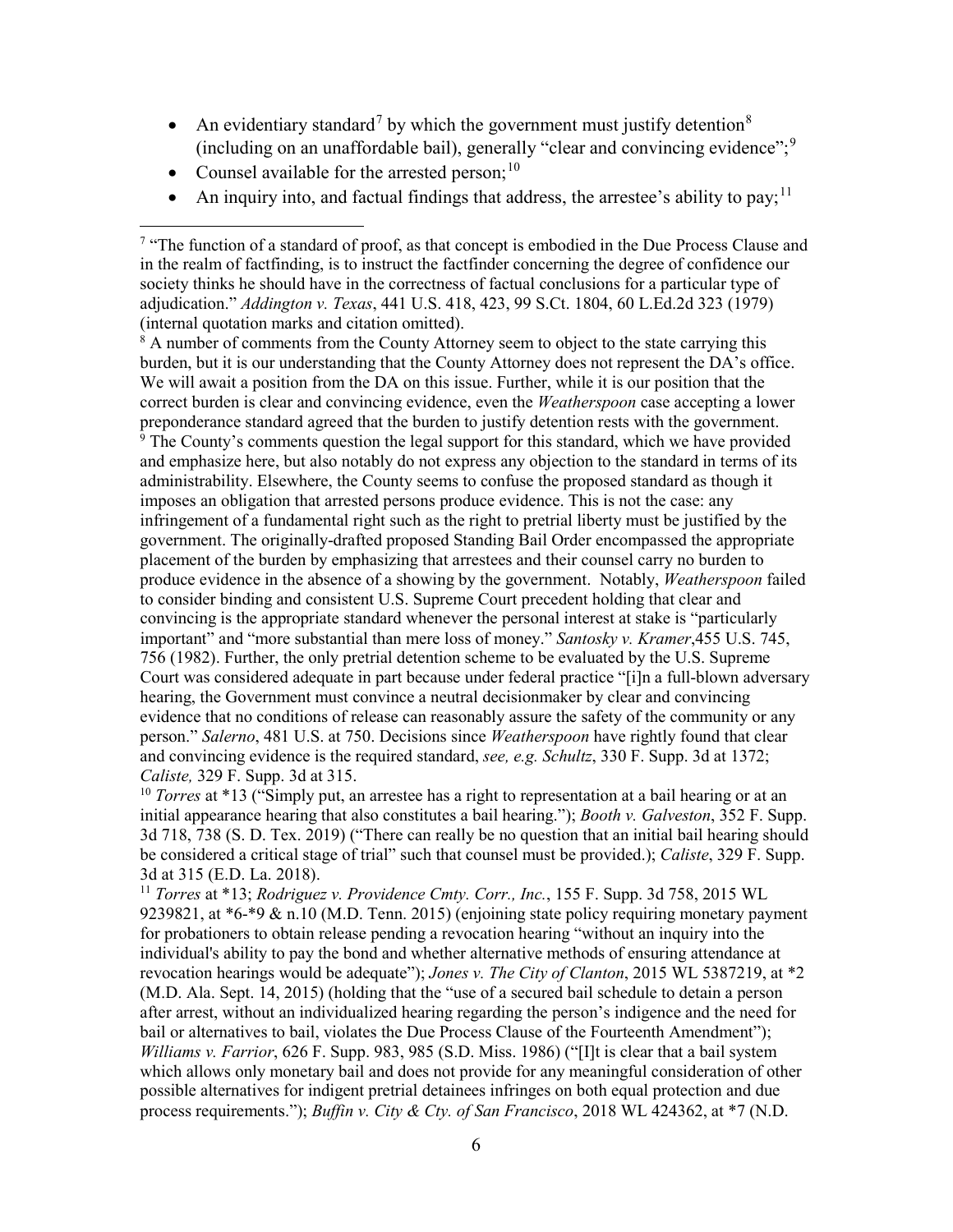- An evidentiary standard[7] by which the government must justify detention[8] (including on an unaffordable bail), generally "clear and convincing evidence";[9]
- Counsel available for the arrested person;[10]
- An inquiry into, and factual findings that address, the arrestee's ability to pay;[11]

---

[7] "The function of a standard of proof, as that concept is embodied in the Due Process Clause and in the realm of factfinding, is to instruct the factfinder concerning the degree of confidence our society thinks he should have in the correctness of factual conclusions for a particular type of adjudication." *Addington v. Texas*, 441 U.S. 418, 423, 99 S.Ct. 1804, 60 L.Ed.2d 323 (1979) (internal quotation marks and citation omitted).

[8] A number of comments from the County Attorney seem to object to the state carrying this burden, but it is our understanding that the County Attorney does not represent the DA's office. We will await a position from the DA on this issue. Further, while it is our position that the correct burden is clear and convincing evidence, even the *Weatherspoon* case accepting a lower preponderance standard agreed that the burden to justify detention rests with the government.

[9] The County's comments question the legal support for this standard, which we have provided and emphasize here, but also notably do not express any objection to the standard in terms of its administrability. Elsewhere, the County seems to confuse the proposed standard as though it imposes an obligation that arrested persons produce evidence. This is not the case: any infringement of a fundamental right such as the right to pretrial liberty must be justified by the government. The originally-drafted proposed Standing Bail Order encompassed the appropriate placement of the burden by emphasizing that arrestees and their counsel carry no burden to produce evidence in the absence of a showing by the government. Notably, *Weatherspoon* failed to consider binding and consistent U.S. Supreme Court precedent holding that clear and convincing is the appropriate standard whenever the personal interest at stake is "particularly important" and "more substantial than mere loss of money." *Santosky v. Kramer*,455 U.S. 745, 756 (1982). Further, the only pretrial detention scheme to be evaluated by the U.S. Supreme Court was considered adequate in part because under federal practice "[i]n a full-blown adversary hearing, the Government must convince a neutral decisionmaker by clear and convincing evidence that no conditions of release can reasonably assure the safety of the community or any person." *Salerno*, 481 U.S. at 750. Decisions since *Weatherspoon* have rightly found that clear and convincing evidence is the required standard, *see, e.g. Schultz*, 330 F. Supp. 3d at 1372; *Caliste,* 329 F. Supp. 3d at 315.

[10] *Torres* at *13 ("Simply put, an arrestee has a right to representation at a bail hearing or at an initial appearance hearing that also constitutes a bail hearing."); *Booth v. Galveston*, 352 F. Supp. 3d 718, 738 (S. D. Tex. 2019) ("There can really be no question that an initial bail hearing should be considered a critical stage of trial" such that counsel must be provided.); *Caliste*, 329 F. Supp. 3d at 315 (E.D. La. 2018).

[11] *Torres* at *13; *Rodriguez v. Providence Cmty. Corr., Inc.*, 155 F. Supp. 3d 758, 2015 WL 9239821, at *6-*9 & n.10 (M.D. Tenn. 2015) (enjoining state policy requiring monetary payment for probationers to obtain release pending a revocation hearing "without an inquiry into the individual's ability to pay the bond and whether alternative methods of ensuring attendance at revocation hearings would be adequate"); *Jones v. The City of Clanton*, 2015 WL 5387219, at *2 (M.D. Ala. Sept. 14, 2015) (holding that the "use of a secured bail schedule to detain a person after arrest, without an individualized hearing regarding the person's indigence and the need for bail or alternatives to bail, violates the Due Process Clause of the Fourteenth Amendment"); *Williams v. Farrior*, 626 F. Supp. 983, 985 (S.D. Miss. 1986) ("[I]t is clear that a bail system which allows only monetary bail and does not provide for any meaningful consideration of other possible alternatives for indigent pretrial detainees infringes on both equal protection and due process requirements."); *Buffin v. City & Cty. of San Francisco*, 2018 WL 424362, at *7 (N.D.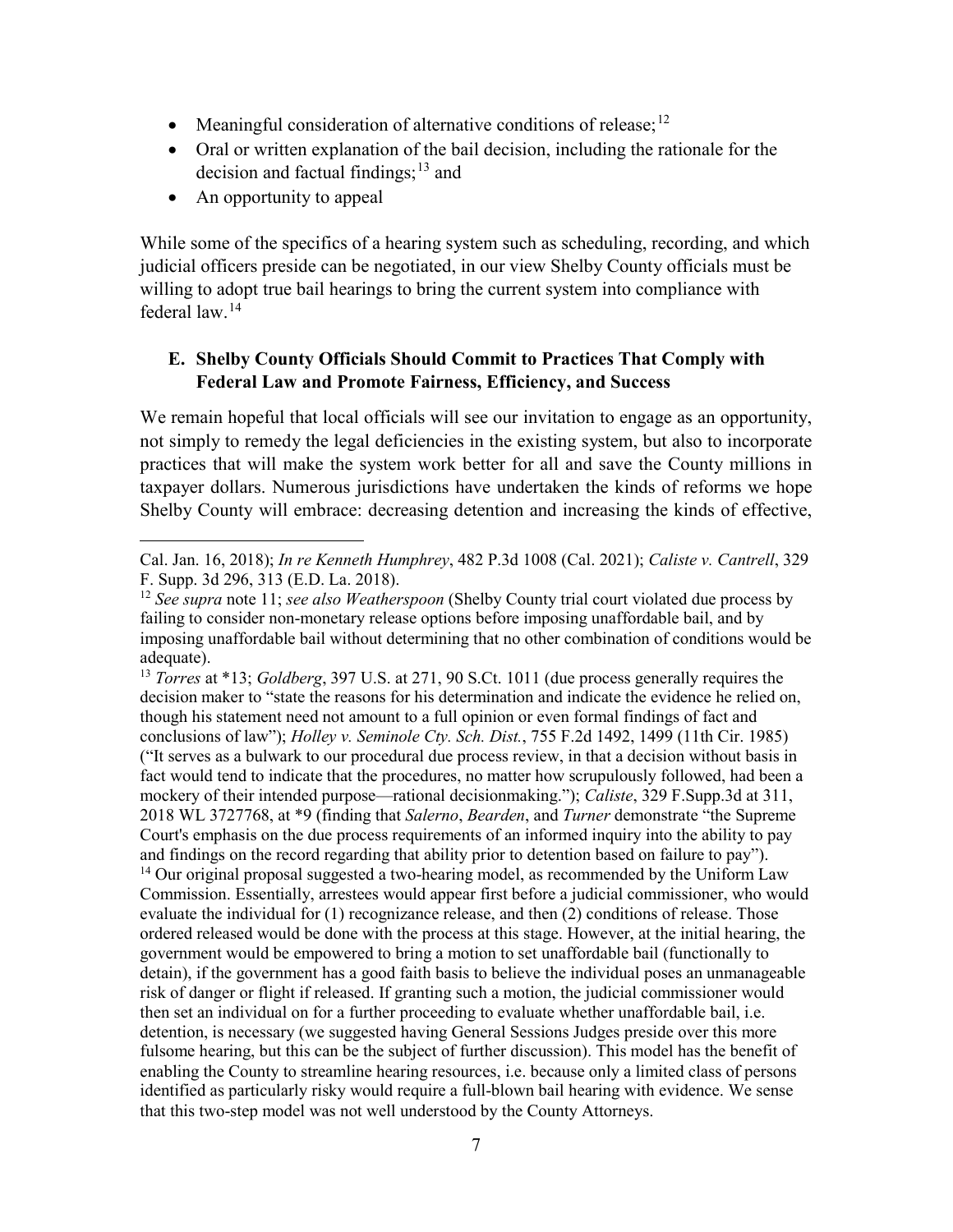- Meaningful consideration of alternative conditions of release;[12]
- Oral or written explanation of the bail decision, including the rationale for the decision and factual findings;[13] and
- An opportunity to appeal

While some of the specifics of a hearing system such as scheduling, recording, and which judicial officers preside can be negotiated, in our view Shelby County officials must be willing to adopt true bail hearings to bring the current system into compliance with federal law.[14]

### E. Shelby County Officials Should Commit to Practices That Comply with Federal Law and Promote Fairness, Efficiency, and Success

We remain hopeful that local officials will see our invitation to engage as an opportunity, not simply to remedy the legal deficiencies in the existing system, but also to incorporate practices that will make the system work better for all and save the County millions in taxpayer dollars. Numerous jurisdictions have undertaken the kinds of reforms we hope Shelby County will embrace: decreasing detention and increasing the kinds of effective,

---

Cal. Jan. 16, 2018); *In re Kenneth Humphrey*, 482 P.3d 1008 (Cal. 2021); *Caliste v. Cantrell*, 329 F. Supp. 3d 296, 313 (E.D. La. 2018).

[12] *See supra* note 11; *see also Weatherspoon* (Shelby County trial court violated due process by failing to consider non-monetary release options before imposing unaffordable bail, and by imposing unaffordable bail without determining that no other combination of conditions would be adequate).

[13] *Torres* at \*13; *Goldberg*, 397 U.S. at 271, 90 S.Ct. 1011 (due process generally requires the decision maker to "state the reasons for his determination and indicate the evidence he relied on, though his statement need not amount to a full opinion or even formal findings of fact and conclusions of law"); *Holley v. Seminole Cty. Sch. Dist.*, 755 F.2d 1492, 1499 (11th Cir. 1985) ("It serves as a bulwark to our procedural due process review, in that a decision without basis in fact would tend to indicate that the procedures, no matter how scrupulously followed, had been a mockery of their intended purpose—rational decisionmaking."); *Caliste*, 329 F.Supp.3d at 311, 2018 WL 3727768, at \*9 (finding that *Salerno*, *Bearden*, and *Turner* demonstrate "the Supreme Court's emphasis on the due process requirements of an informed inquiry into the ability to pay and findings on the record regarding that ability prior to detention based on failure to pay").

[14] Our original proposal suggested a two-hearing model, as recommended by the Uniform Law Commission. Essentially, arrestees would appear first before a judicial commissioner, who would evaluate the individual for (1) recognizance release, and then (2) conditions of release. Those ordered released would be done with the process at this stage. However, at the initial hearing, the government would be empowered to bring a motion to set unaffordable bail (functionally to detain), if the government has a good faith basis to believe the individual poses an unmanageable risk of danger or flight if released. If granting such a motion, the judicial commissioner would then set an individual on for a further proceeding to evaluate whether unaffordable bail, i.e. detention, is necessary (we suggested having General Sessions Judges preside over this more fulsome hearing, but this can be the subject of further discussion). This model has the benefit of enabling the County to streamline hearing resources, i.e. because only a limited class of persons identified as particularly risky would require a full-blown bail hearing with evidence. We sense that this two-step model was not well understood by the County Attorneys.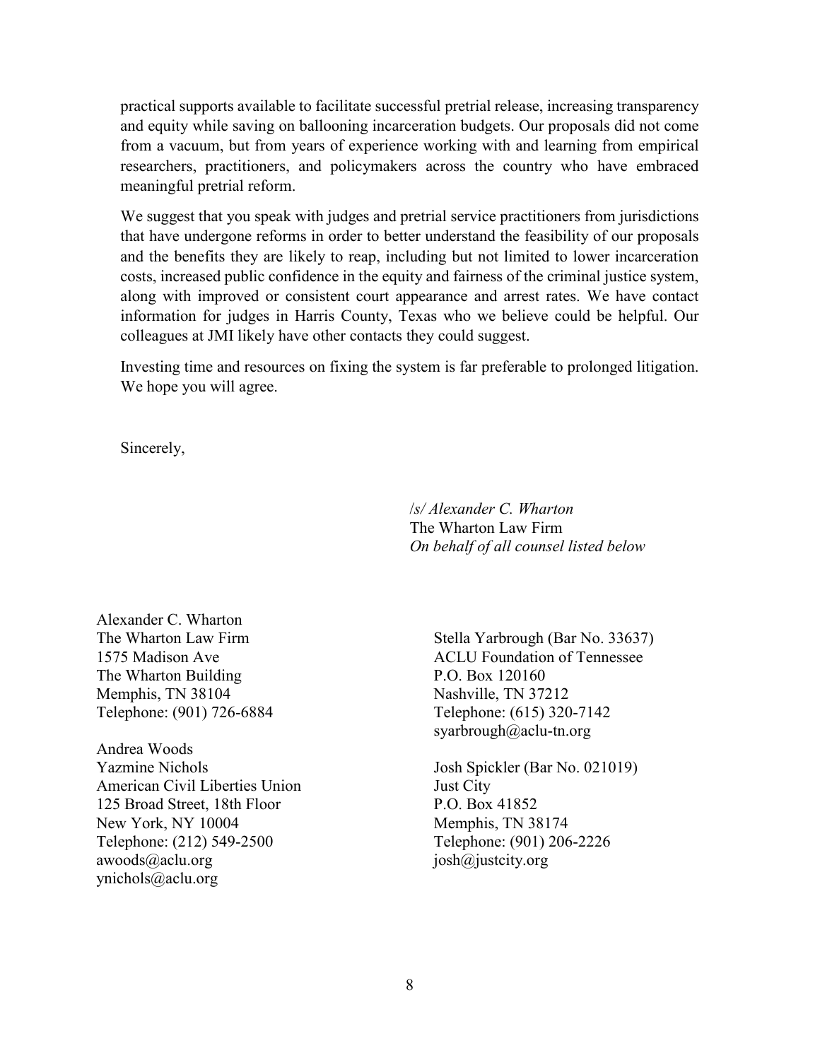practical supports available to facilitate successful pretrial release, increasing transparency and equity while saving on ballooning incarceration budgets. Our proposals did not come from a vacuum, but from years of experience working with and learning from empirical researchers, practitioners, and policymakers across the country who have embraced meaningful pretrial reform.

We suggest that you speak with judges and pretrial service practitioners from jurisdictions that have undergone reforms in order to better understand the feasibility of our proposals and the benefits they are likely to reap, including but not limited to lower incarceration costs, increased public confidence in the equity and fairness of the criminal justice system, along with improved or consistent court appearance and arrest rates. We have contact information for judges in Harris County, Texas who we believe could be helpful. Our colleagues at JMI likely have other contacts they could suggest.

Investing time and resources on fixing the system is far preferable to prolonged litigation. We hope you will agree.

Sincerely,

*/s/ Alexander C. Wharton*
The Wharton Law Firm
*On behalf of all counsel listed below*

Alexander C. Wharton
The Wharton Law Firm
1575 Madison Ave
The Wharton Building
Memphis, TN 38104
Telephone: (901) 726-6884

Andrea Woods
Yazmine Nichols
American Civil Liberties Union
125 Broad Street, 18th Floor
New York, NY 10004
Telephone: (212) 549-2500
awoods@aclu.org
ynichols@aclu.org

Stella Yarbrough (Bar No. 33637)
ACLU Foundation of Tennessee
P.O. Box 120160
Nashville, TN 37212
Telephone: (615) 320-7142
syarbrough@aclu-tn.org

Josh Spickler (Bar No. 021019)
Just City
P.O. Box 41852
Memphis, TN 38174
Telephone: (901) 206-2226
josh@justcity.org